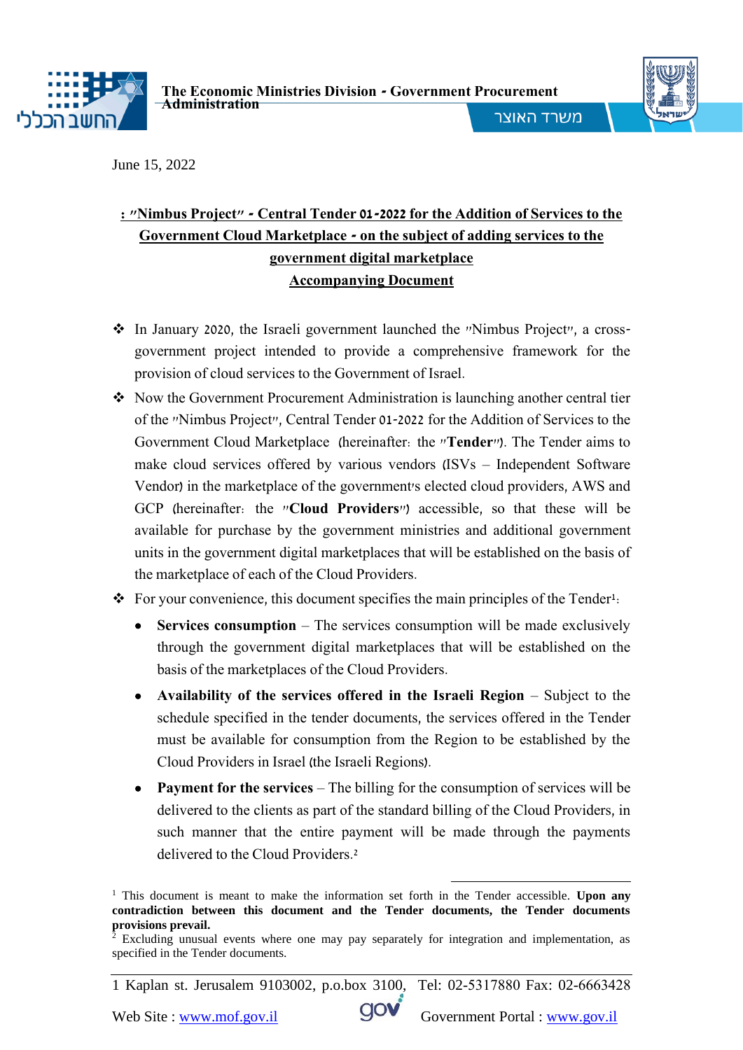The Economic Ministries Division - Government Procurement Administration

משרד האוצר

June 15, 2022

## : "Nimbus Project" - Central Tender 01-2022 for the Addition of Services to the Government Cloud Marketplace - on the subject of adding services to the government digital marketplace

## Accompanying Document

- In January 2020, the Israeli government launched the "Nimbus Project", a cross-government project intended to provide a comprehensive framework for the provision of cloud services to the Government of Israel.
- Now the Government Procurement Administration is launching another central tier of the "Nimbus Project", Central Tender 01-2022 for the Addition of Services to the Government Cloud Marketplace (hereinafter: the "**Tender**"). The Tender aims to make cloud services offered by various vendors (ISVs – Independent Software Vendor) in the marketplace of the government's elected cloud providers, AWS and GCP (hereinafter: the "**Cloud Providers**") accessible, so that these will be available for purchase by the government ministries and additional government units in the government digital marketplaces that will be established on the basis of the marketplace of each of the Cloud Providers.
- For your convenience, this document specifies the main principles of the Tender[1]:
  - **Services consumption** – The services consumption will be made exclusively through the government digital marketplaces that will be established on the basis of the marketplaces of the Cloud Providers.
  - **Availability of the services offered in the Israeli Region** – Subject to the schedule specified in the tender documents, the services offered in the Tender must be available for consumption from the Region to be established by the Cloud Providers in Israel (the Israeli Regions).
  - **Payment for the services** – The billing for the consumption of services will be delivered to the clients as part of the standard billing of the Cloud Providers, in such manner that the entire payment will be made through the payments delivered to the Cloud Providers.[2]

---

[1] This document is meant to make the information set forth in the Tender accessible. **Upon any contradiction between this document and the Tender documents, the Tender documents provisions prevail.**

[2] Excluding unusual events where one may pay separately for integration and implementation, as specified in the Tender documents.

1 Kaplan st. Jerusalem 9103002, p.o.box 3100, Tel: 02-5317880 Fax: 02-6663428

Web Site : www.mof.gov.il Government Portal : www.gov.il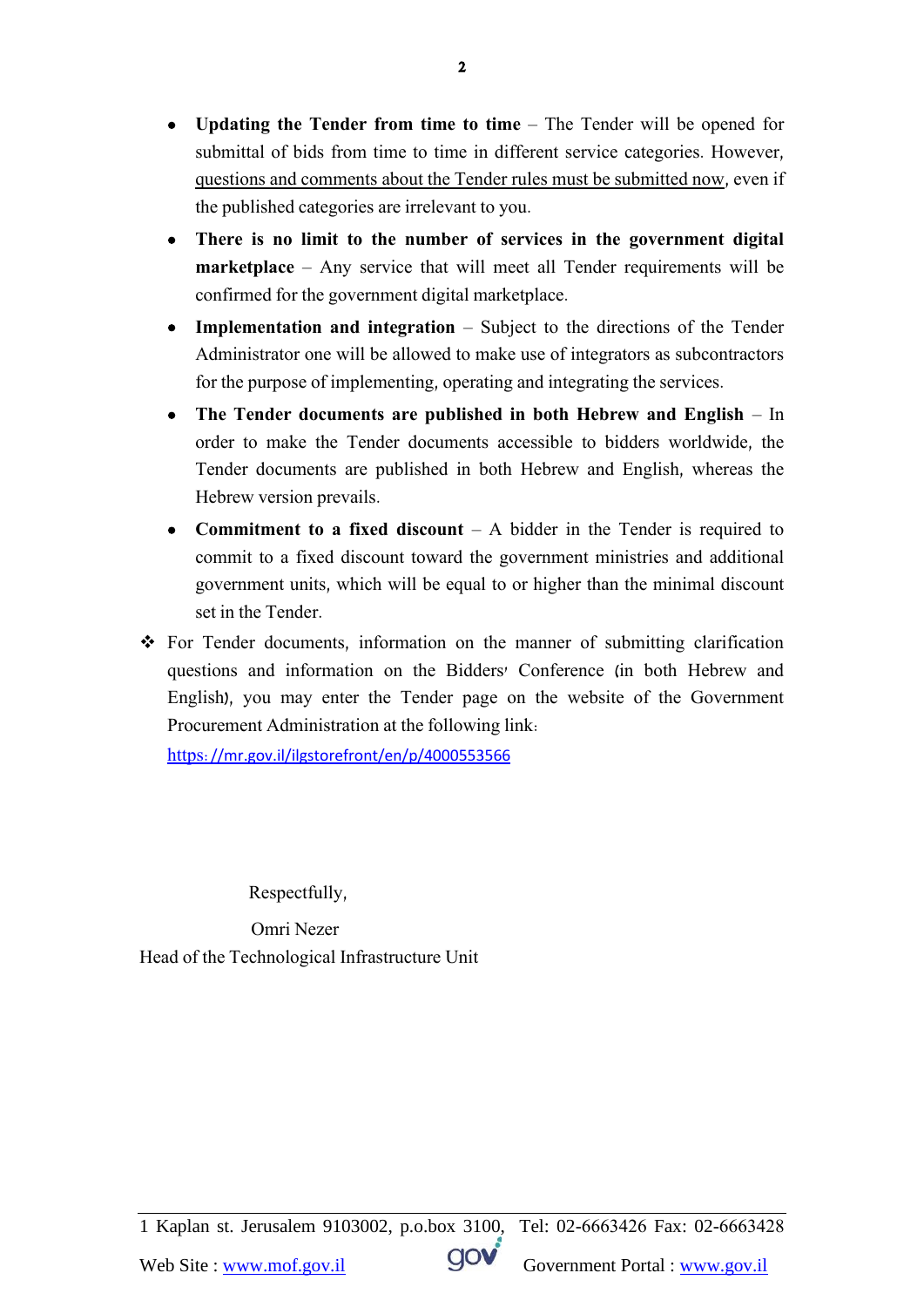- **Updating the Tender from time to time** – The Tender will be opened for submittal of bids from time to time in different service categories. However, questions and comments about the Tender rules must be submitted now, even if the published categories are irrelevant to you.
- **There is no limit to the number of services in the government digital marketplace** – Any service that will meet all Tender requirements will be confirmed for the government digital marketplace.
- **Implementation and integration** – Subject to the directions of the Tender Administrator one will be allowed to make use of integrators as subcontractors for the purpose of implementing, operating and integrating the services.
- **The Tender documents are published in both Hebrew and English** – In order to make the Tender documents accessible to bidders worldwide, the Tender documents are published in both Hebrew and English, whereas the Hebrew version prevails.
- **Commitment to a fixed discount** – A bidder in the Tender is required to commit to a fixed discount toward the government ministries and additional government units, which will be equal to or higher than the minimal discount set in the Tender.

❖ For Tender documents, information on the manner of submitting clarification questions and information on the Bidders' Conference (in both Hebrew and English), you may enter the Tender page on the website of the Government Procurement Administration at the following link:

https://mr.gov.il/ilgstorefront/en/p/4000553566

Respectfully,

Omri Nezer

Head of the Technological Infrastructure Unit

1 Kaplan st. Jerusalem 9103002, p.o.box 3100, Tel: 02-6663426 Fax: 02-6663428

Web Site : www.mof.gov.il gov Government Portal : www.gov.il